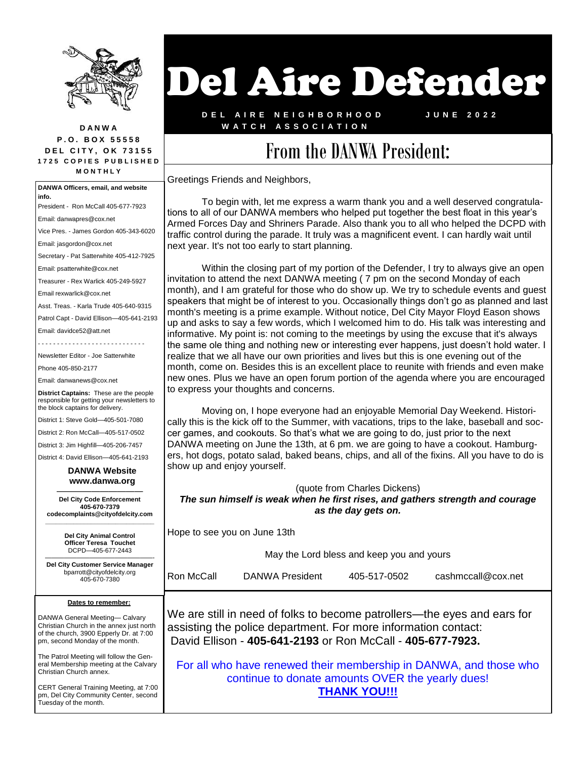# Del Aire Defender

**DEL AIRE NEIGHBORHOOD WATCH ASSOCIATION** — **JUNE 2022**

**DANWA**
**P.O. BOX 55558**
**DEL CITY, OK 73155**
**1725 COPIES PUBLISHED MONTHLY**

**DANWA Officers, email, and website info.**

President - Ron McCall 405-677-7923

Email: danwapres@cox.net

Vice Pres. - James Gordon 405-343-6020

Email: jasgordon@cox.net

Secretary - Pat Satterwhite 405-412-7925

Email: psatterwhite@cox.net

Treasurer - Rex Warlick 405-249-5927

Email rexwarlick@cox.net

Asst. Treas. - Karla Trude 405-640-9315

Patrol Capt - David Ellison—405-641-2193

Email: davidce52@att.net

Newsletter Editor - Joe Satterwhite

Phone 405-850-2177

Email: danwanews@cox.net

**District Captains:** These are the people responsible for getting your newsletters to the block captains for delivery.

District 1: Steve Gold—405-501-7080

District 2: Ron McCall—405-517-0502

District 3: Jim Highfill—405-206-7457

District 4: David Ellison—405-641-2193

**DANWA Website**
**www.danwa.org**

**Del City Code Enforcement**
**405-670-7379**
**codecomplaints@cityofdelcity.com**

**Del City Animal Control**
**Officer Teresa Touchet**
DCPD—405-677-2443

**Del City Customer Service Manager**
bparrott@cityofdelcity.org
405-670-7380

**Dates to remember:**

DANWA General Meeting— Calvary Christian Church in the annex just north of the church, 3900 Epperly Dr. at 7:00 pm, second Monday of the month.

The Patrol Meeting will follow the General Membership meeting at the Calvary Christian Church annex.

CERT General Training Meeting, at 7:00 pm, Del City Community Center, second Tuesday of the month.

## From the DANWA President:

Greetings Friends and Neighbors,

To begin with, let me express a warm thank you and a well deserved congratulations to all of our DANWA members who helped put together the best float in this year's Armed Forces Day and Shriners Parade. Also thank you to all who helped the DCPD with traffic control during the parade. It truly was a magnificent event. I can hardly wait until next year. It's not too early to start planning.

Within the closing part of my portion of the Defender, I try to always give an open invitation to attend the next DANWA meeting ( 7 pm on the second Monday of each month), and I am grateful for those who do show up. We try to schedule events and guest speakers that might be of interest to you. Occasionally things don't go as planned and last month's meeting is a prime example. Without notice, Del City Mayor Floyd Eason shows up and asks to say a few words, which I welcomed him to do. His talk was interesting and informative. My point is: not coming to the meetings by using the excuse that it's always the same ole thing and nothing new or interesting ever happens, just doesn't hold water. I realize that we all have our own priorities and lives but this is one evening out of the month, come on. Besides this is an excellent place to reunite with friends and even make new ones. Plus we have an open forum portion of the agenda where you are encouraged to express your thoughts and concerns.

Moving on, I hope everyone had an enjoyable Memorial Day Weekend. Historically this is the kick off to the Summer, with vacations, trips to the lake, baseball and soccer games, and cookouts. So that's what we are going to do, just prior to the next DANWA meeting on June the 13th, at 6 pm. we are going to have a cookout. Hamburgers, hot dogs, potato salad, baked beans, chips, and all of the fixins. All you have to do is show up and enjoy yourself.

(quote from Charles Dickens)
***The sun himself is weak when he first rises, and gathers strength and courage as the day gets on.***

Hope to see you on June 13th

May the Lord bless and keep you and yours

Ron McCall DANWA President 405-517-0502 cashmccall@cox.net

We are still in need of folks to become patrollers—the eyes and ears for assisting the police department. For more information contact: David Ellison - **405-641-2193** or Ron McCall - **405-677-7923.**

For all who have renewed their membership in DANWA, and those who continue to donate amounts OVER the yearly dues! **THANK YOU!!!**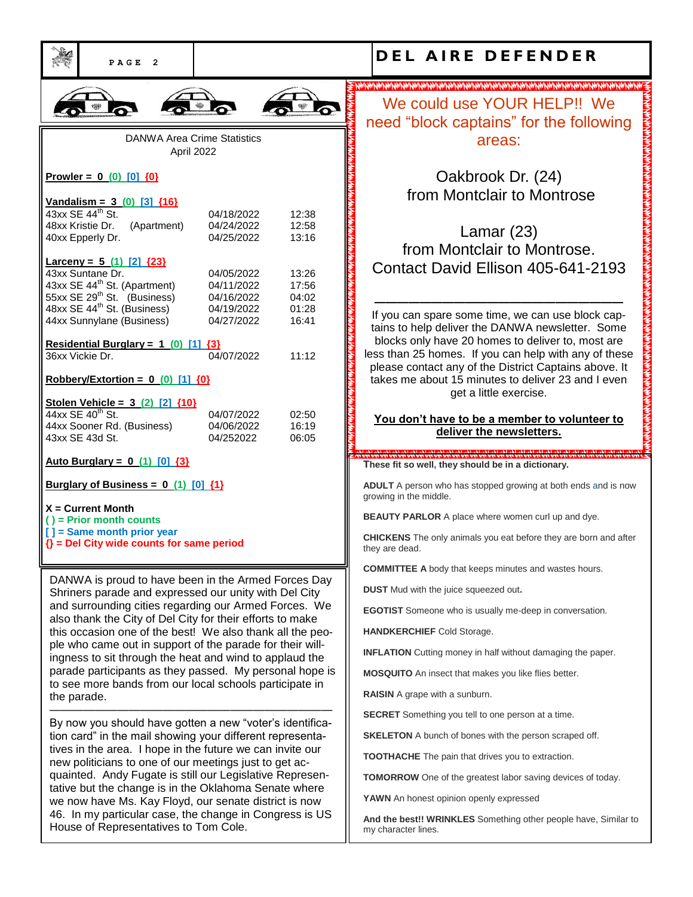## DANWA Area Crime Statistics
April 2022

**Prowler = 0 (0) [0] {0}**

**Vandalism = 3 (0) [3] {16}**

| | | |
|---|---|---|
| 43xx SE 44th St. | 04/18/2022 | 12:38 |
| 48xx Kristie Dr. (Apartment) | 04/24/2022 | 12:58 |
| 40xx Epperly Dr. | 04/25/2022 | 13:16 |

**Larceny = 5 (1) [2] {23}**

| | | |
|---|---|---|
| 43xx Suntane Dr. | 04/05/2022 | 13:26 |
| 43xx SE 44th St. (Apartment) | 04/11/2022 | 17:56 |
| 55xx SE 29th St. (Business) | 04/16/2022 | 04:02 |
| 48xx SE 44th St. (Business) | 04/19/2022 | 01:28 |
| 44xx Sunnylane (Business) | 04/27/2022 | 16:41 |

**Residential Burglary = 1 (0) [1] {3}**

| | | |
|---|---|---|
| 36xx Vickie Dr. | 04/07/2022 | 11:12 |

**Robbery/Extortion = 0 (0) [1] {0}**

**Stolen Vehicle = 3 (2) [2] {10}**

| | | |
|---|---|---|
| 44xx SE 40th St. | 04/07/2022 | 02:50 |
| 44xx Sooner Rd. (Business) | 04/06/2022 | 16:19 |
| 43xx SE 43d St. | 04/252022 | 06:05 |

**Auto Burglary = 0 (1) [0] {3}**

**Burglary of Business = 0 (1) [0] {1}**

**X = Current Month**
**( ) = Prior month counts**
**[ ] = Same month prior year**
**{} = Del City wide counts for same period**

DANWA is proud to have been in the Armed Forces Day Shriners parade and expressed our unity with Del City and surrounding cities regarding our Armed Forces. We also thank the City of Del City for their efforts to make this occasion one of the best! We also thank all the people who came out in support of the parade for their willingness to sit through the heat and wind to applaud the parade participants as they passed. My personal hope is to see more bands from our local schools participate in the parade.

---

By now you should have gotten a new "voter's identification card" in the mail showing your different representatives in the area. I hope in the future we can invite our new politicians to one of our meetings just to get acquainted. Andy Fugate is still our Legislative Representative but the change is in the Oklahoma Senate where we now have Ms. Kay Floyd, our senate district is now 46. In my particular case, the change in Congress is US House of Representatives to Tom Cole.

## We could use YOUR HELP!! We need "block captains" for the following areas:

Oakbrook Dr. (24)
from Montclair to Montrose

Lamar (23)
from Montclair to Montrose.
Contact David Ellison 405-641-2193

---

If you can spare some time, we can use block captains to help deliver the DANWA newsletter. Some blocks only have 20 homes to deliver to, most are less than 25 homes. If you can help with any of these please contact any of the District Captains above. It takes me about 15 minutes to deliver 23 and I even get a little exercise.

**You don't have to be a member to volunteer to deliver the newsletters.**

**These fit so well, they should be in a dictionary.**

**ADULT** A person who has stopped growing at both ends and is now growing in the middle.

**BEAUTY PARLOR** A place where women curl up and dye.

**CHICKENS** The only animals you eat before they are born and after they are dead.

**COMMITTEE A** body that keeps minutes and wastes hours.

**DUST** Mud with the juice squeezed out**.**

**EGOTIST** Someone who is usually me-deep in conversation.

**HANDKERCHIEF** Cold Storage.

**INFLATION** Cutting money in half without damaging the paper.

**MOSQUITO** An insect that makes you like flies better.

**RAISIN** A grape with a sunburn.

**SECRET** Something you tell to one person at a time.

**SKELETON** A bunch of bones with the person scraped off.

**TOOTHACHE** The pain that drives you to extraction.

**TOMORROW** One of the greatest labor saving devices of today.

**YAWN** An honest opinion openly expressed

**And the best!! WRINKLES** Something other people have, Similar to my character lines.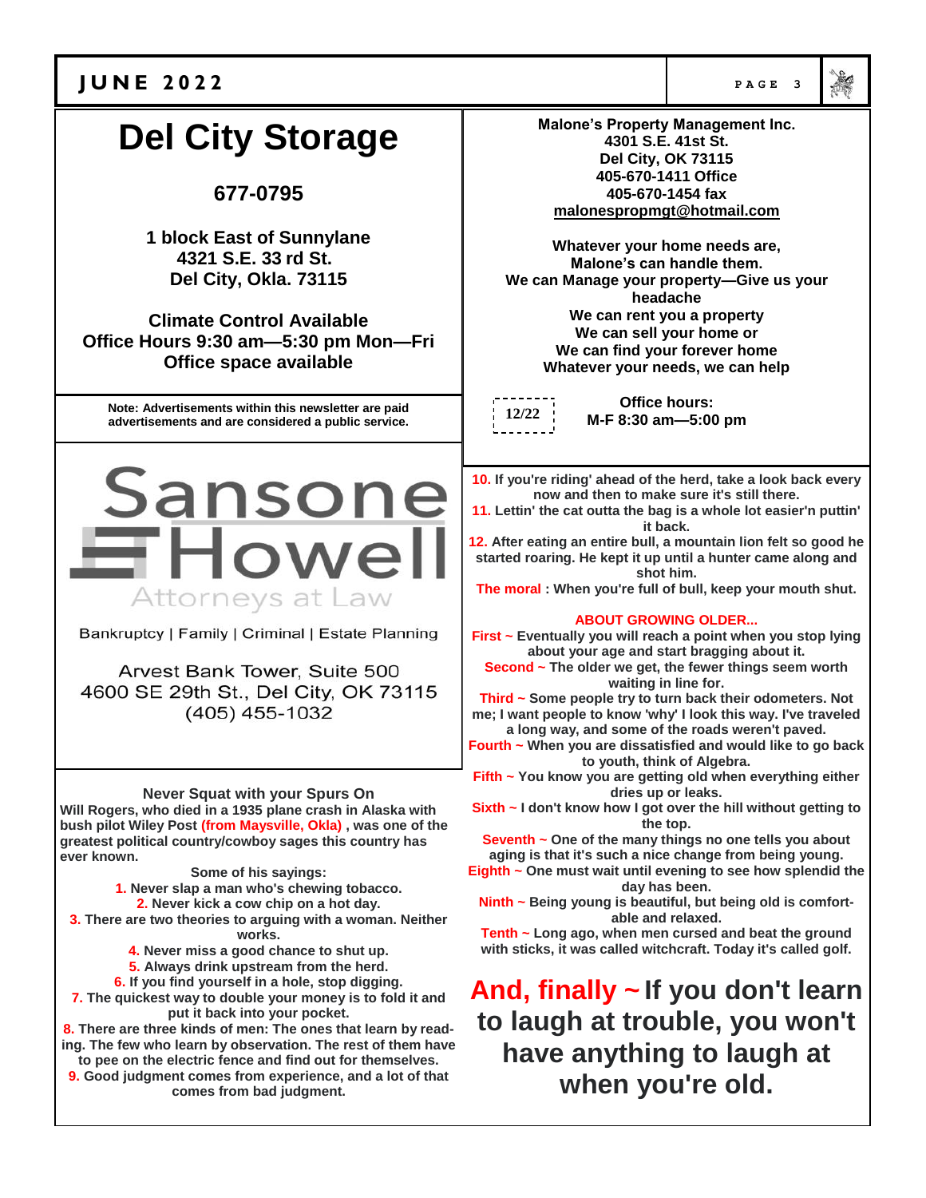# Del City Storage

**677-0795**

**1 block East of Sunnylane**
**4321 S.E. 33 rd St.**
**Del City, Okla. 73115**

**Climate Control Available**
**Office Hours 9:30 am—5:30 pm Mon—Fri**
**Office space available**

**Note: Advertisements within this newsletter are paid advertisements and are considered a public service.**

## Sansone Howell

Attorneys at Law

Bankruptcy | Family | Criminal | Estate Planning

Arvest Bank Tower, Suite 500
4600 SE 29th St., Del City, OK 73116
(405) 455-1032

**Never Squat with your Spurs On**

**Will Rogers, who died in a 1935 plane crash in Alaska with bush pilot Wiley Post (from Maysville, Okla) , was one of the greatest political country/cowboy sages this country has ever known.**

**Some of his sayings:**

1. **Never slap a man who's chewing tobacco.**
2. **Never kick a cow chip on a hot day.**
3. **There are two theories to arguing with a woman. Neither works.**
4. **Never miss a good chance to shut up.**
5. **Always drink upstream from the herd.**
6. **If you find yourself in a hole, stop digging.**
7. **The quickest way to double your money is to fold it and put it back into your pocket.**
8. **There are three kinds of men: The ones that learn by reading. The few who learn by observation. The rest of them have to pee on the electric fence and find out for themselves.**
9. **Good judgment comes from experience, and a lot of that comes from bad judgment.**
10. **If you're riding' ahead of the herd, take a look back every now and then to make sure it's still there.**
11. **Lettin' the cat outta the bag is a whole lot easier'n puttin' it back.**
12. **After eating an entire bull, a mountain lion felt so good he started roaring. He kept it up until a hunter came along and shot him.**

**The moral : When you're full of bull, keep your mouth shut.**

**Malone's Property Management Inc.**
**4301 S.E. 41st St.**
**Del City, OK 73115**
**405-670-1411 Office**
**405-670-1454 fax**
**malonespropmgt@hotmail.com**

**Whatever your home needs are,**
**Malone's can handle them.**
**We can Manage your property—Give us your headache**
**We can rent you a property**
**We can sell your home or**
**We can find your forever home**
**Whatever your needs, we can help**

12/22

**Office hours:**
**M-F 8:30 am—5:00 pm**

**ABOUT GROWING OLDER...**

**First ~ Eventually you will reach a point when you stop lying about your age and start bragging about it.**

**Second ~ The older we get, the fewer things seem worth waiting in line for.**

**Third ~ Some people try to turn back their odometers. Not me; I want people to know 'why' I look this way. I've traveled a long way, and some of the roads weren't paved.**

**Fourth ~ When you are dissatisfied and would like to go back to youth, think of Algebra.**

**Fifth ~ You know you are getting old when everything either dries up or leaks.**

**Sixth ~ I don't know how I got over the hill without getting to the top.**

**Seventh ~ One of the many things no one tells you about aging is that it's such a nice change from being young.**

**Eighth ~ One must wait until evening to see how splendid the day has been.**

**Ninth ~ Being young is beautiful, but being old is comfortable and relaxed.**

**Tenth ~ Long ago, when men cursed and beat the ground with sticks, it was called witchcraft. Today it's called golf.**

## And, finally ~ If you don't learn to laugh at trouble, you won't have anything to laugh at when you're old.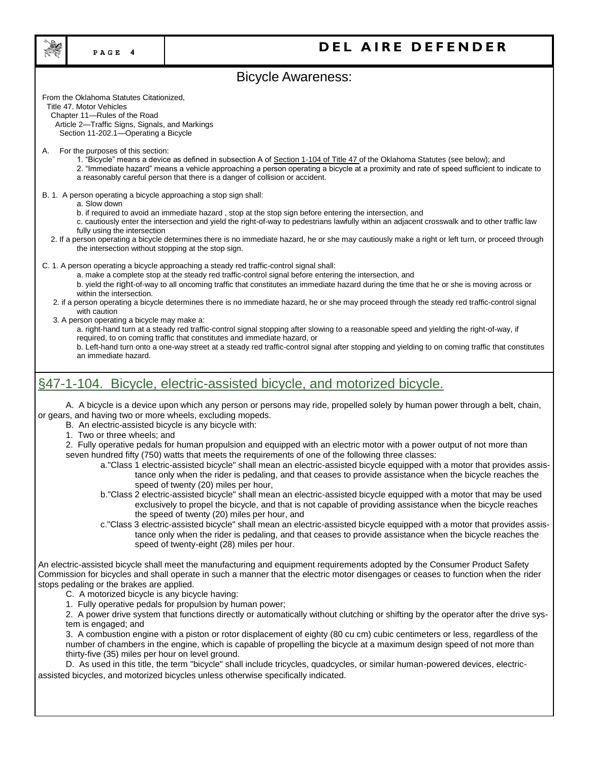## Bicycle Awareness:

From the Oklahoma Statutes Citationized,
Title 47. Motor Vehicles
Chapter 11—Rules of the Road
Article 2—Traffic Signs, Signals, and Markings
Section 11-202.1—Operating a Bicycle

A. For the purposes of this section:
1. "Bicycle" means a device as defined in subsection A of Section 1-104 of Title 47 of the Oklahoma Statutes (see below); and
2. "Immediate hazard" means a vehicle approaching a person operating a bicycle at a proximity and rate of speed sufficient to indicate to a reasonably careful person that there is a danger of collision or accident.

B. 1. A person operating a bicycle approaching a stop sign shall:
a. Slow down
b. if required to avoid an immediate hazard , stop at the stop sign before entering the intersection, and
c. cautiously enter the intersection and yield the right-of-way to pedestrians lawfully within an adjacent crosswalk and to other traffic law fully using the intersection
2. If a person operating a bicycle determines there is no immediate hazard, he or she may cautiously make a right or left turn, or proceed through the intersection without stopping at the stop sign.

C. 1. A person operating a bicycle approaching a steady red traffic-control signal shall:
a. make a complete stop at the steady red traffic-control signal before entering the intersection, and
b. yield the right-of-way to all oncoming traffic that constitutes an immediate hazard during the time that he or she is moving across or within the intersection.
2. if a person operating a bicycle determines there is no immediate hazard, he or she may proceed through the steady red traffic-control signal with caution
3. A person operating a bicycle may make a:
a. right-hand turn at a steady red traffic-control signal stopping after slowing to a reasonable speed and yielding the right-of-way, if required, to on coming traffic that constitutes and immediate hazard, or
b. Left-hand turn onto a one-way street at a steady red traffic-control signal after stopping and yielding to on coming traffic that constitutes an immediate hazard.

## §47-1-104. Bicycle, electric-assisted bicycle, and motorized bicycle.

A. A bicycle is a device upon which any person or persons may ride, propelled solely by human power through a belt, chain, or gears, and having two or more wheels, excluding mopeds.

B. An electric-assisted bicycle is any bicycle with:

1. Two or three wheels; and
2. Fully operative pedals for human propulsion and equipped with an electric motor with a power output of not more than seven hundred fifty (750) watts that meets the requirements of one of the following three classes:
   a."Class 1 electric-assisted bicycle" shall mean an electric-assisted bicycle equipped with a motor that provides assistance only when the rider is pedaling, and that ceases to provide assistance when the bicycle reaches the speed of twenty (20) miles per hour,
   b."Class 2 electric-assisted bicycle" shall mean an electric-assisted bicycle equipped with a motor that may be used exclusively to propel the bicycle, and that is not capable of providing assistance when the bicycle reaches the speed of twenty (20) miles per hour, and
   c."Class 3 electric-assisted bicycle" shall mean an electric-assisted bicycle equipped with a motor that provides assistance only when the rider is pedaling, and that ceases to provide assistance when the bicycle reaches the speed of twenty-eight (28) miles per hour.

An electric-assisted bicycle shall meet the manufacturing and equipment requirements adopted by the Consumer Product Safety Commission for bicycles and shall operate in such a manner that the electric motor disengages or ceases to function when the rider stops pedaling or the brakes are applied.

C. A motorized bicycle is any bicycle having:

1. Fully operative pedals for propulsion by human power;
2. A power drive system that functions directly or automatically without clutching or shifting by the operator after the drive system is engaged; and
3. A combustion engine with a piston or rotor displacement of eighty (80 cu cm) cubic centimeters or less, regardless of the number of chambers in the engine, which is capable of propelling the bicycle at a maximum design speed of not more than thirty-five (35) miles per hour on level ground.

D. As used in this title, the term "bicycle" shall include tricycles, quadcycles, or similar human-powered devices, electric-assisted bicycles, and motorized bicycles unless otherwise specifically indicated.